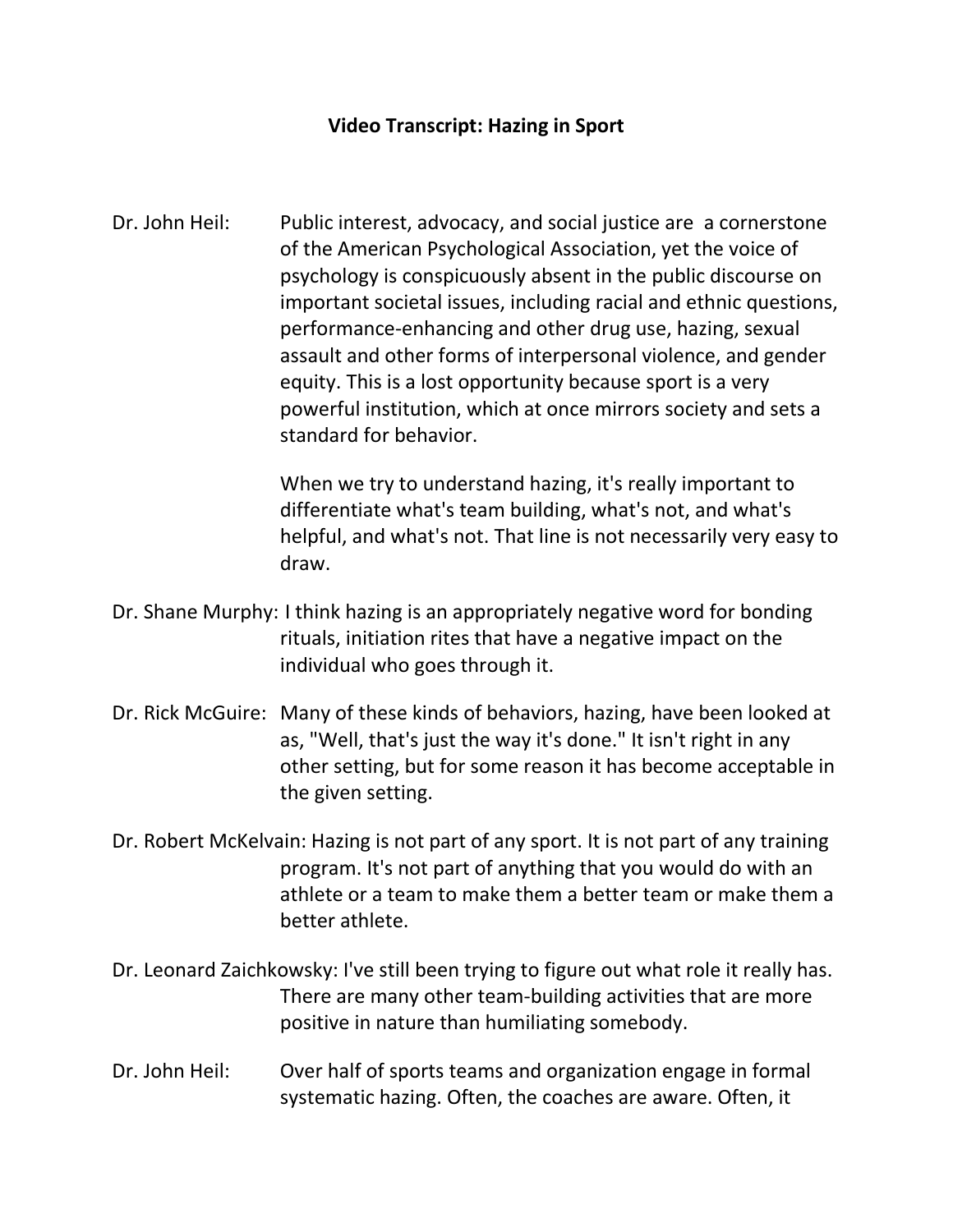# Video Transcript: Hazing in Sport

**Dr. John Heil:** Public interest, advocacy, and social justice are a cornerstone of the American Psychological Association, yet the voice of psychology is conspicuously absent in the public discourse on important societal issues, including racial and ethnic questions, performance-enhancing and other drug use, hazing, sexual assault and other forms of interpersonal violence, and gender equity. This is a lost opportunity because sport is a very powerful institution, which at once mirrors society and sets a standard for behavior.

When we try to understand hazing, it's really important to differentiate what's team building, what's not, and what's helpful, and what's not. That line is not necessarily very easy to draw.

**Dr. Shane Murphy:** I think hazing is an appropriately negative word for bonding rituals, initiation rites that have a negative impact on the individual who goes through it.

**Dr. Rick McGuire:** Many of these kinds of behaviors, hazing, have been looked at as, "Well, that's just the way it's done." It isn't right in any other setting, but for some reason it has become acceptable in the given setting.

**Dr. Robert McKelvain:** Hazing is not part of any sport. It is not part of any training program. It's not part of anything that you would do with an athlete or a team to make them a better team or make them a better athlete.

**Dr. Leonard Zaichkowsky:** I've still been trying to figure out what role it really has. There are many other team-building activities that are more positive in nature than humiliating somebody.

**Dr. John Heil:** Over half of sports teams and organization engage in formal systematic hazing. Often, the coaches are aware. Often, it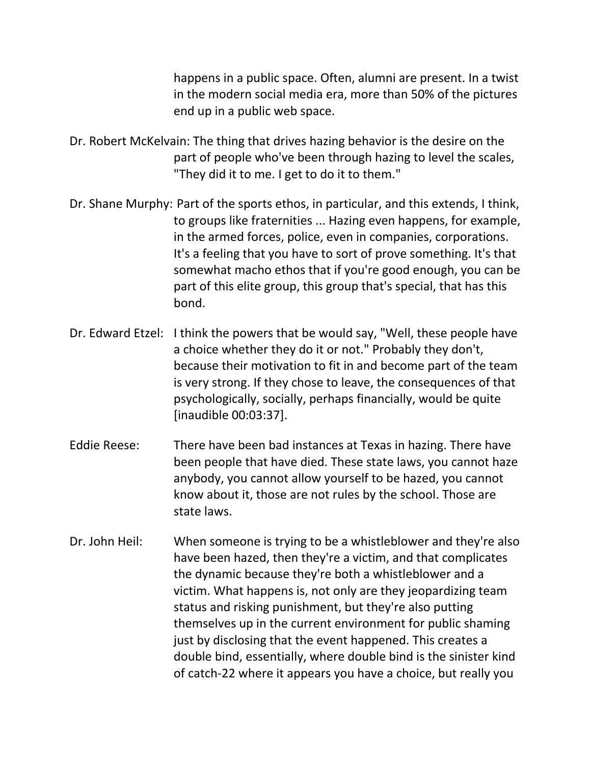happens in a public space. Often, alumni are present. In a twist in the modern social media era, more than 50% of the pictures end up in a public web space.

Dr. Robert McKelvain: The thing that drives hazing behavior is the desire on the part of people who've been through hazing to level the scales, "They did it to me. I get to do it to them."

Dr. Shane Murphy: Part of the sports ethos, in particular, and this extends, I think, to groups like fraternities ... Hazing even happens, for example, in the armed forces, police, even in companies, corporations. It's a feeling that you have to sort of prove something. It's that somewhat macho ethos that if you're good enough, you can be part of this elite group, this group that's special, that has this bond.

Dr. Edward Etzel: I think the powers that be would say, "Well, these people have a choice whether they do it or not." Probably they don't, because their motivation to fit in and become part of the team is very strong. If they chose to leave, the consequences of that psychologically, socially, perhaps financially, would be quite [inaudible 00:03:37].

Eddie Reese: There have been bad instances at Texas in hazing. There have been people that have died. These state laws, you cannot haze anybody, you cannot allow yourself to be hazed, you cannot know about it, those are not rules by the school. Those are state laws.

Dr. John Heil: When someone is trying to be a whistleblower and they're also have been hazed, then they're a victim, and that complicates the dynamic because they're both a whistleblower and a victim. What happens is, not only are they jeopardizing team status and risking punishment, but they're also putting themselves up in the current environment for public shaming just by disclosing that the event happened. This creates a double bind, essentially, where double bind is the sinister kind of catch-22 where it appears you have a choice, but really you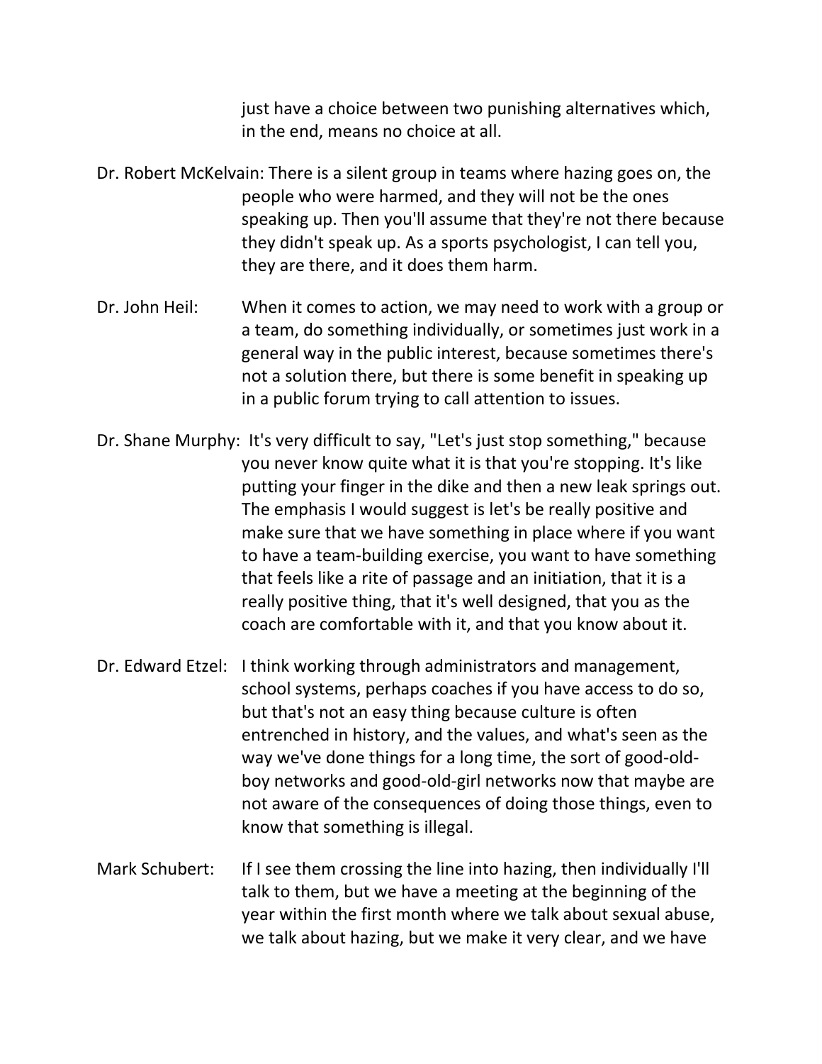just have a choice between two punishing alternatives which, in the end, means no choice at all.

Dr. Robert McKelvain: There is a silent group in teams where hazing goes on, the people who were harmed, and they will not be the ones speaking up. Then you'll assume that they're not there because they didn't speak up. As a sports psychologist, I can tell you, they are there, and it does them harm.

Dr. John Heil: When it comes to action, we may need to work with a group or a team, do something individually, or sometimes just work in a general way in the public interest, because sometimes there's not a solution there, but there is some benefit in speaking up in a public forum trying to call attention to issues.

Dr. Shane Murphy: It's very difficult to say, "Let's just stop something," because you never know quite what it is that you're stopping. It's like putting your finger in the dike and then a new leak springs out. The emphasis I would suggest is let's be really positive and make sure that we have something in place where if you want to have a team-building exercise, you want to have something that feels like a rite of passage and an initiation, that it is a really positive thing, that it's well designed, that you as the coach are comfortable with it, and that you know about it.

Dr. Edward Etzel: I think working through administrators and management, school systems, perhaps coaches if you have access to do so, but that's not an easy thing because culture is often entrenched in history, and the values, and what's seen as the way we've done things for a long time, the sort of good-old-boy networks and good-old-girl networks now that maybe are not aware of the consequences of doing those things, even to know that something is illegal.

Mark Schubert: If I see them crossing the line into hazing, then individually I'll talk to them, but we have a meeting at the beginning of the year within the first month where we talk about sexual abuse, we talk about hazing, but we make it very clear, and we have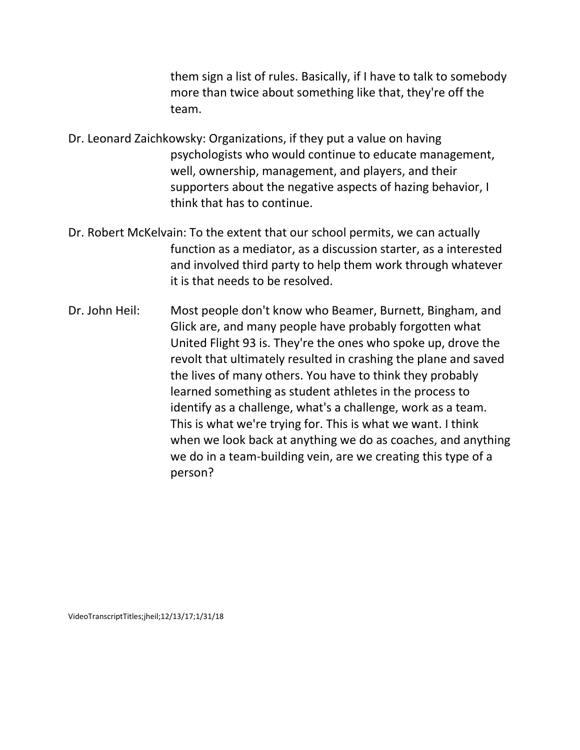them sign a list of rules. Basically, if I have to talk to somebody more than twice about something like that, they're off the team.

Dr. Leonard Zaichkowsky: Organizations, if they put a value on having psychologists who would continue to educate management, well, ownership, management, and players, and their supporters about the negative aspects of hazing behavior, I think that has to continue.

Dr. Robert McKelvain: To the extent that our school permits, we can actually function as a mediator, as a discussion starter, as a interested and involved third party to help them work through whatever it is that needs to be resolved.

Dr. John Heil: Most people don't know who Beamer, Burnett, Bingham, and Glick are, and many people have probably forgotten what United Flight 93 is. They're the ones who spoke up, drove the revolt that ultimately resulted in crashing the plane and saved the lives of many others. You have to think they probably learned something as student athletes in the process to identify as a challenge, what's a challenge, work as a team. This is what we're trying for. This is what we want. I think when we look back at anything we do as coaches, and anything we do in a team-building vein, are we creating this type of a person?